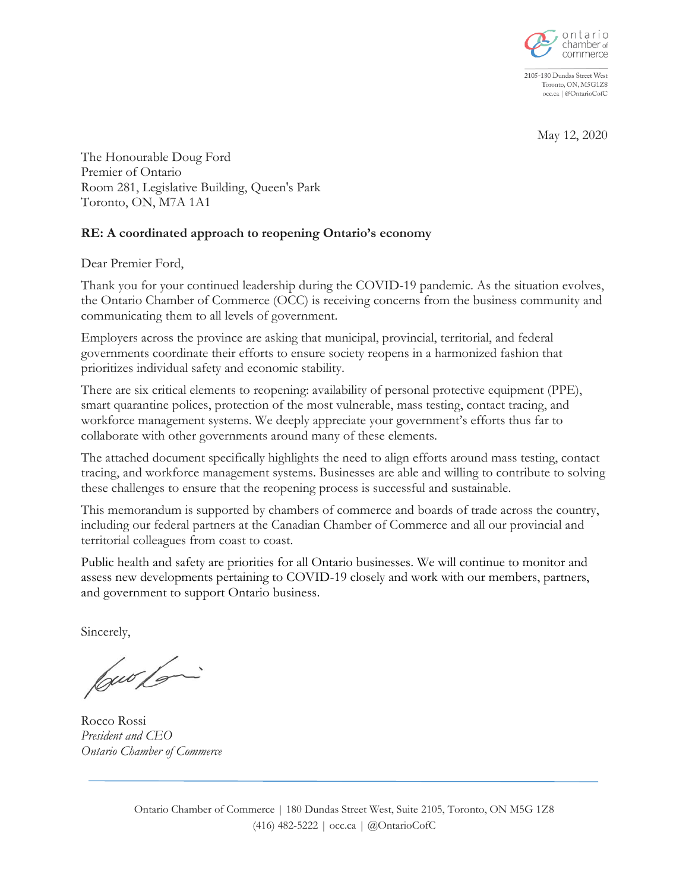ontario chamber of commerce

2105-180 Dundas Street West
Toronto, ON, M5G1Z8
occ.ca | @OntarioCofC

May 12, 2020

The Honourable Doug Ford
Premier of Ontario
Room 281, Legislative Building, Queen's Park
Toronto, ON, M7A 1A1

**RE: A coordinated approach to reopening Ontario's economy**

Dear Premier Ford,

Thank you for your continued leadership during the COVID-19 pandemic. As the situation evolves, the Ontario Chamber of Commerce (OCC) is receiving concerns from the business community and communicating them to all levels of government.

Employers across the province are asking that municipal, provincial, territorial, and federal governments coordinate their efforts to ensure society reopens in a harmonized fashion that prioritizes individual safety and economic stability.

There are six critical elements to reopening: availability of personal protective equipment (PPE), smart quarantine polices, protection of the most vulnerable, mass testing, contact tracing, and workforce management systems. We deeply appreciate your government's efforts thus far to collaborate with other governments around many of these elements.

The attached document specifically highlights the need to align efforts around mass testing, contact tracing, and workforce management systems. Businesses are able and willing to contribute to solving these challenges to ensure that the reopening process is successful and sustainable.

This memorandum is supported by chambers of commerce and boards of trade across the country, including our federal partners at the Canadian Chamber of Commerce and all our provincial and territorial colleagues from coast to coast.

Public health and safety are priorities for all Ontario businesses. We will continue to monitor and assess new developments pertaining to COVID-19 closely and work with our members, partners, and government to support Ontario business.

Sincerely,

Rocco Rossi
*President and CEO*
*Ontario Chamber of Commerce*

Ontario Chamber of Commerce | 180 Dundas Street West, Suite 2105, Toronto, ON M5G 1Z8
(416) 482-5222 | occ.ca | @OntarioCofC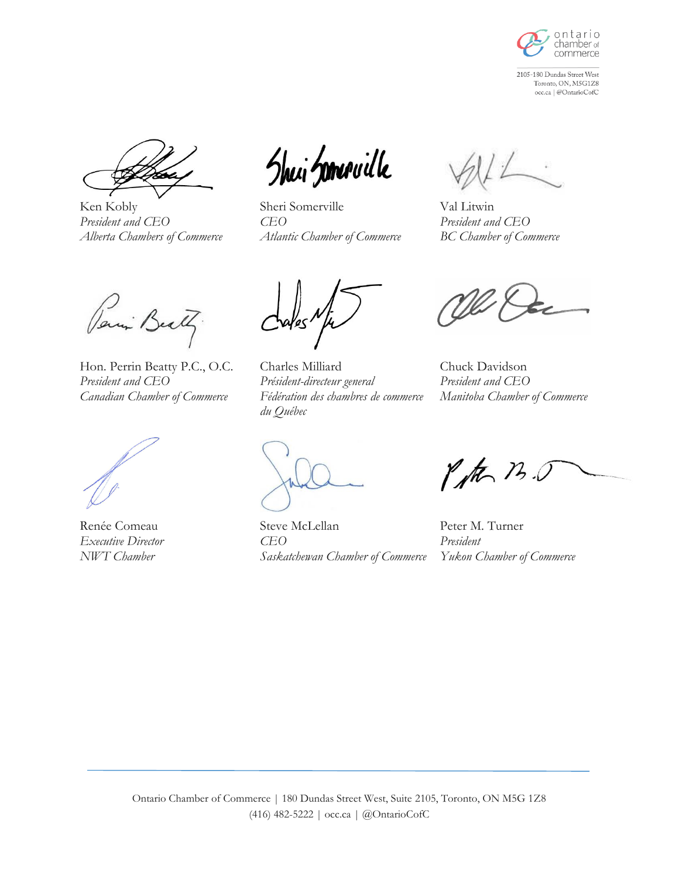Ken Kobly
*President and CEO*
*Alberta Chambers of Commerce*

Sheri Somerville
*CEO*
*Atlantic Chamber of Commerce*

Val Litwin
*President and CEO*
*BC Chamber of Commerce*

Hon. Perrin Beatty P.C., O.C.
*President and CEO*
*Canadian Chamber of Commerce*

Charles Milliard
*Président-directeur general*
*Fédération des chambres de commerce du Québec*

Chuck Davidson
*President and CEO*
*Manitoba Chamber of Commerce*

Renée Comeau
*Executive Director*
*NWT Chamber*

Steve McLellan
*CEO*
*Saskatchewan Chamber of Commerce*

Peter M. Turner
*President*
*Yukon Chamber of Commerce*